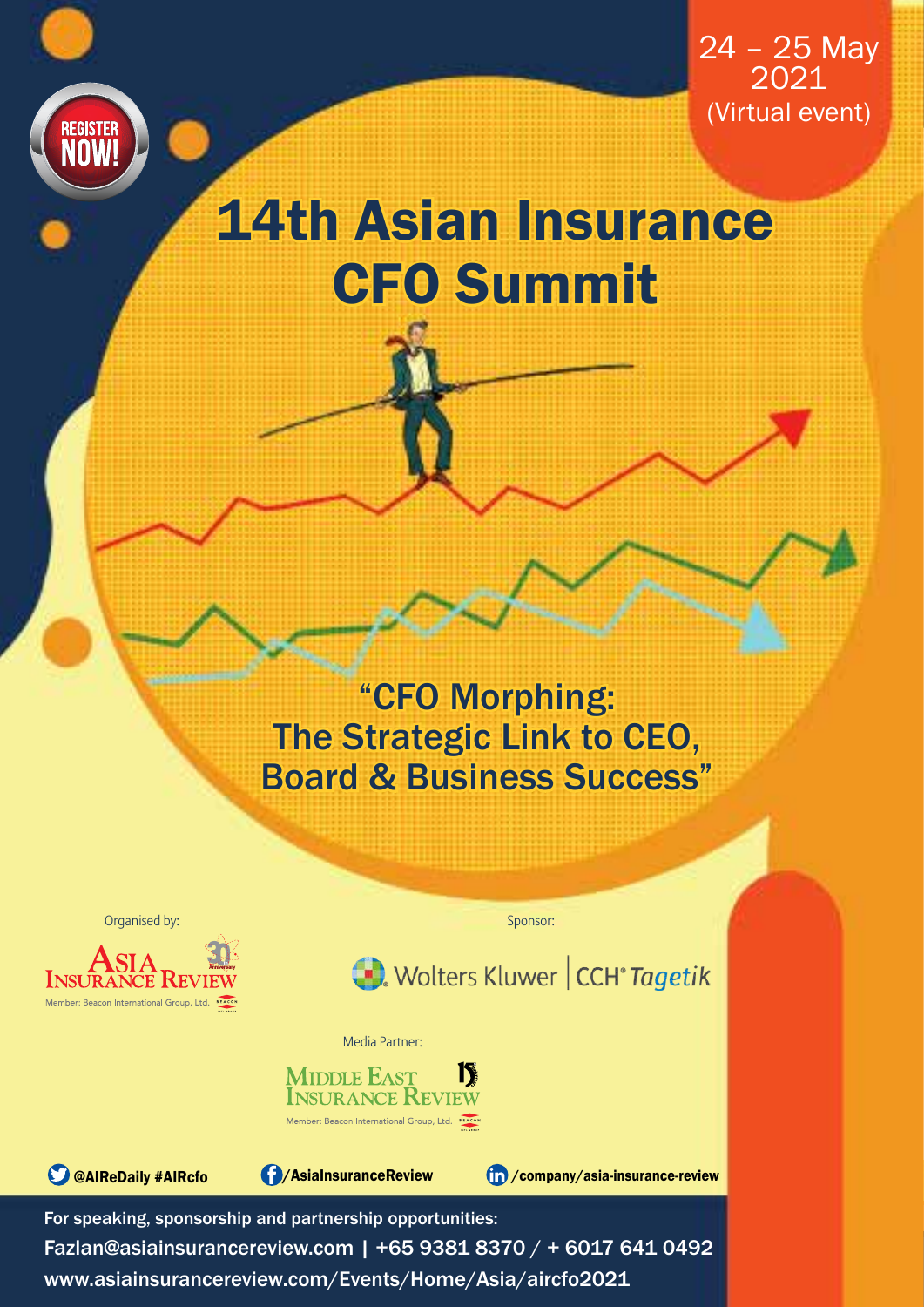REGISTER NOW!

24 – 25 May 2021
(Virtual event)

# 14th Asian Insurance CFO Summit

## "CFO Morphing: The Strategic Link to CEO, Board & Business Success"

Organised by:

ASIA INSURANCE REVIEW
Member: Beacon International Group, Ltd.

Sponsor:

Wolters Kluwer | CCH® Tagetik

Media Partner:

MIDDLE EAST INSURANCE REVIEW
Member: Beacon International Group, Ltd.

@AIReDaily #AIRcfo

/AsiaInsuranceReview

/company/asia-insurance-review

For speaking, sponsorship and partnership opportunities:

Fazlan@asiainsurancereview.com | +65 9381 8370 / + 6017 641 0492

www.asiainsurancereview.com/Events/Home/Asia/aircfo2021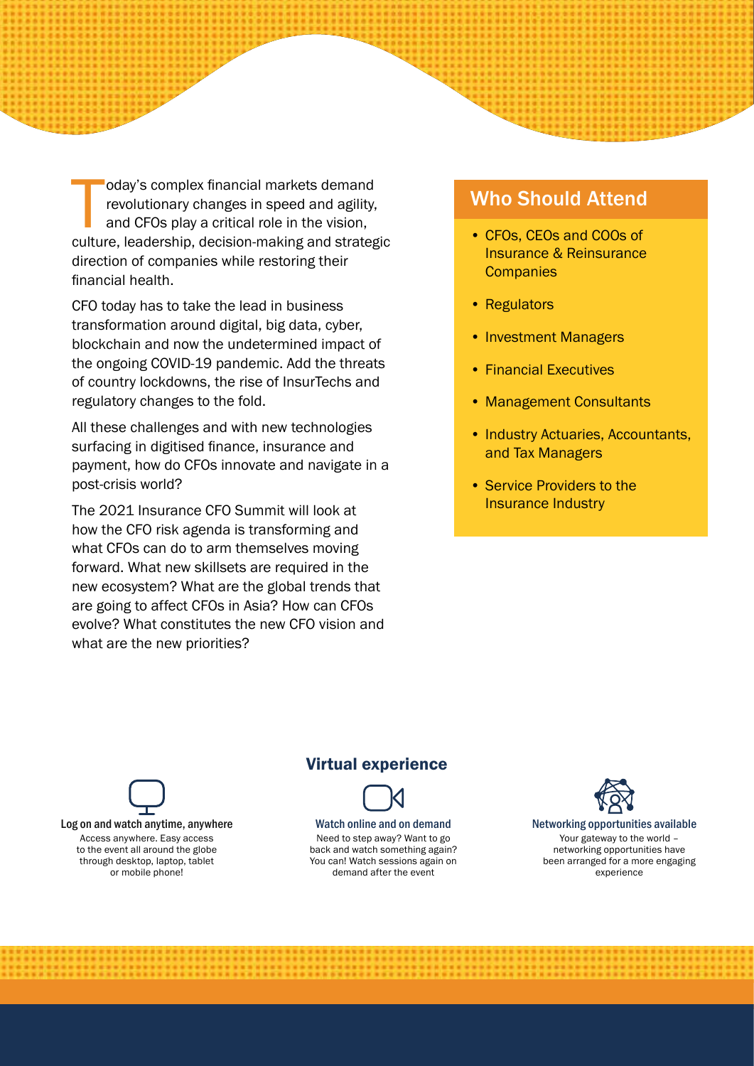Today's complex financial markets demand revolutionary changes in speed and agility, and CFOs play a critical role in the vision, culture, leadership, decision-making and strategic direction of companies while restoring their financial health.

CFO today has to take the lead in business transformation around digital, big data, cyber, blockchain and now the undetermined impact of the ongoing COVID-19 pandemic. Add the threats of country lockdowns, the rise of InsurTechs and regulatory changes to the fold.

All these challenges and with new technologies surfacing in digitised finance, insurance and payment, how do CFOs innovate and navigate in a post-crisis world?

The 2021 Insurance CFO Summit will look at how the CFO risk agenda is transforming and what CFOs can do to arm themselves moving forward. What new skillsets are required in the new ecosystem? What are the global trends that are going to affect CFOs in Asia? How can CFOs evolve? What constitutes the new CFO vision and what are the new priorities?

## Who Should Attend

- CFOs, CEOs and COOs of Insurance & Reinsurance Companies
- Regulators
- Investment Managers
- Financial Executives
- Management Consultants
- Industry Actuaries, Accountants, and Tax Managers
- Service Providers to the Insurance Industry

## Virtual experience

**Log on and watch anytime, anywhere**

Access anywhere. Easy access to the event all around the globe through desktop, laptop, tablet or mobile phone!

**Watch online and on demand**

Need to step away? Want to go back and watch something again? You can! Watch sessions again on demand after the event

**Networking opportunities available**

Your gateway to the world – networking opportunities have been arranged for a more engaging experience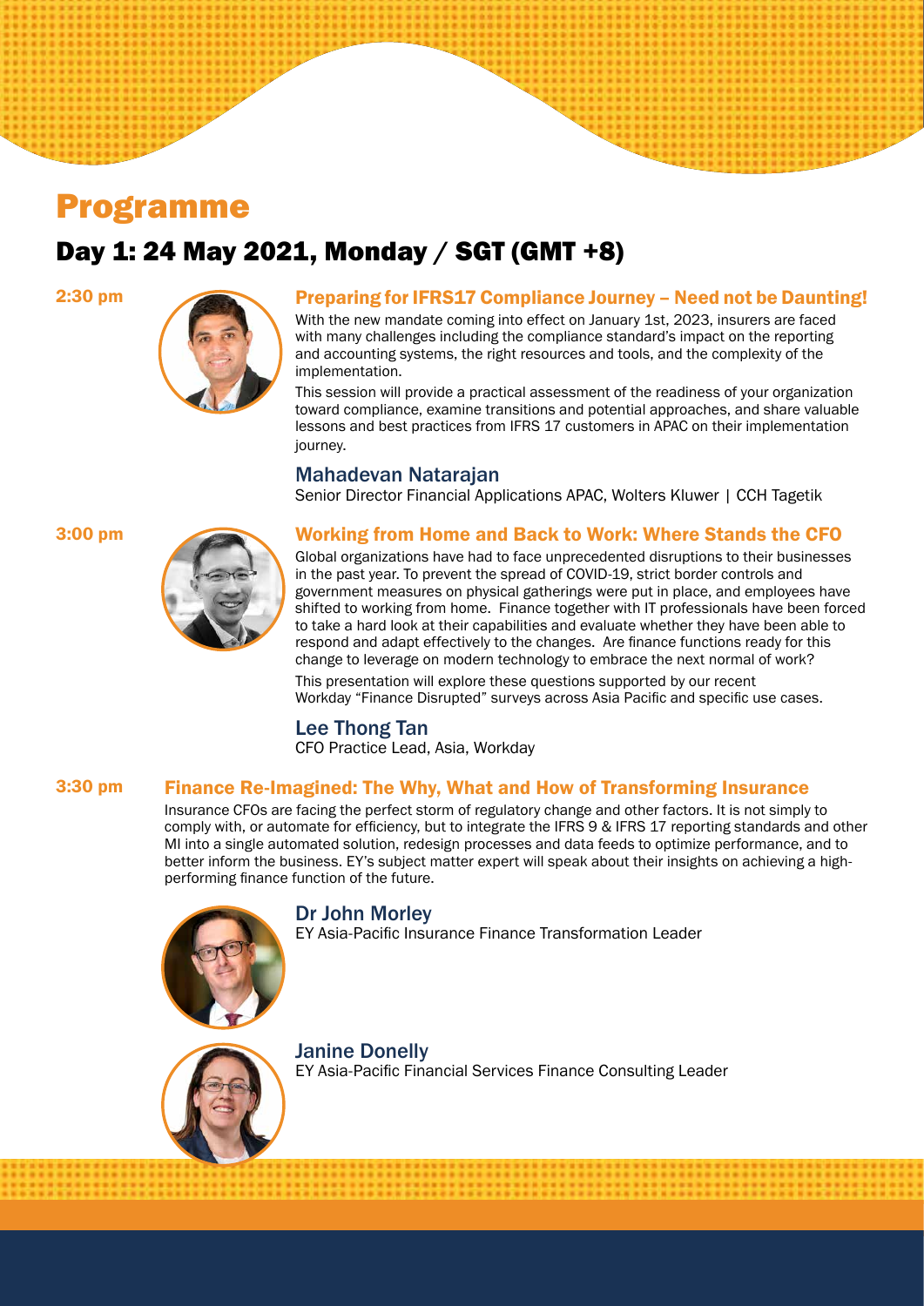# Programme

## Day 1: 24 May 2021, Monday / SGT (GMT +8)

**2:30 pm**

### Preparing for IFRS17 Compliance Journey – Need not be Daunting!

With the new mandate coming into effect on January 1st, 2023, insurers are faced with many challenges including the compliance standard's impact on the reporting and accounting systems, the right resources and tools, and the complexity of the implementation.

This session will provide a practical assessment of the readiness of your organization toward compliance, examine transitions and potential approaches, and share valuable lessons and best practices from IFRS 17 customers in APAC on their implementation journey.

**Mahadevan Natarajan**
Senior Director Financial Applications APAC, Wolters Kluwer | CCH Tagetik

**3:00 pm**

### Working from Home and Back to Work: Where Stands the CFO

Global organizations have had to face unprecedented disruptions to their businesses in the past year. To prevent the spread of COVID-19, strict border controls and government measures on physical gatherings were put in place, and employees have shifted to working from home. Finance together with IT professionals have been forced to take a hard look at their capabilities and evaluate whether they have been able to respond and adapt effectively to the changes. Are finance functions ready for this change to leverage on modern technology to embrace the next normal of work?

This presentation will explore these questions supported by our recent Workday "Finance Disrupted" surveys across Asia Pacific and specific use cases.

**Lee Thong Tan**
CFO Practice Lead, Asia, Workday

**3:30 pm**

### Finance Re-Imagined: The Why, What and How of Transforming Insurance

Insurance CFOs are facing the perfect storm of regulatory change and other factors. It is not simply to comply with, or automate for efficiency, but to integrate the IFRS 9 & IFRS 17 reporting standards and other MI into a single automated solution, redesign processes and data feeds to optimize performance, and to better inform the business. EY's subject matter expert will speak about their insights on achieving a high-performing finance function of the future.

**Dr John Morley**
EY Asia-Pacific Insurance Finance Transformation Leader

**Janine Donelly**
EY Asia-Pacific Financial Services Finance Consulting Leader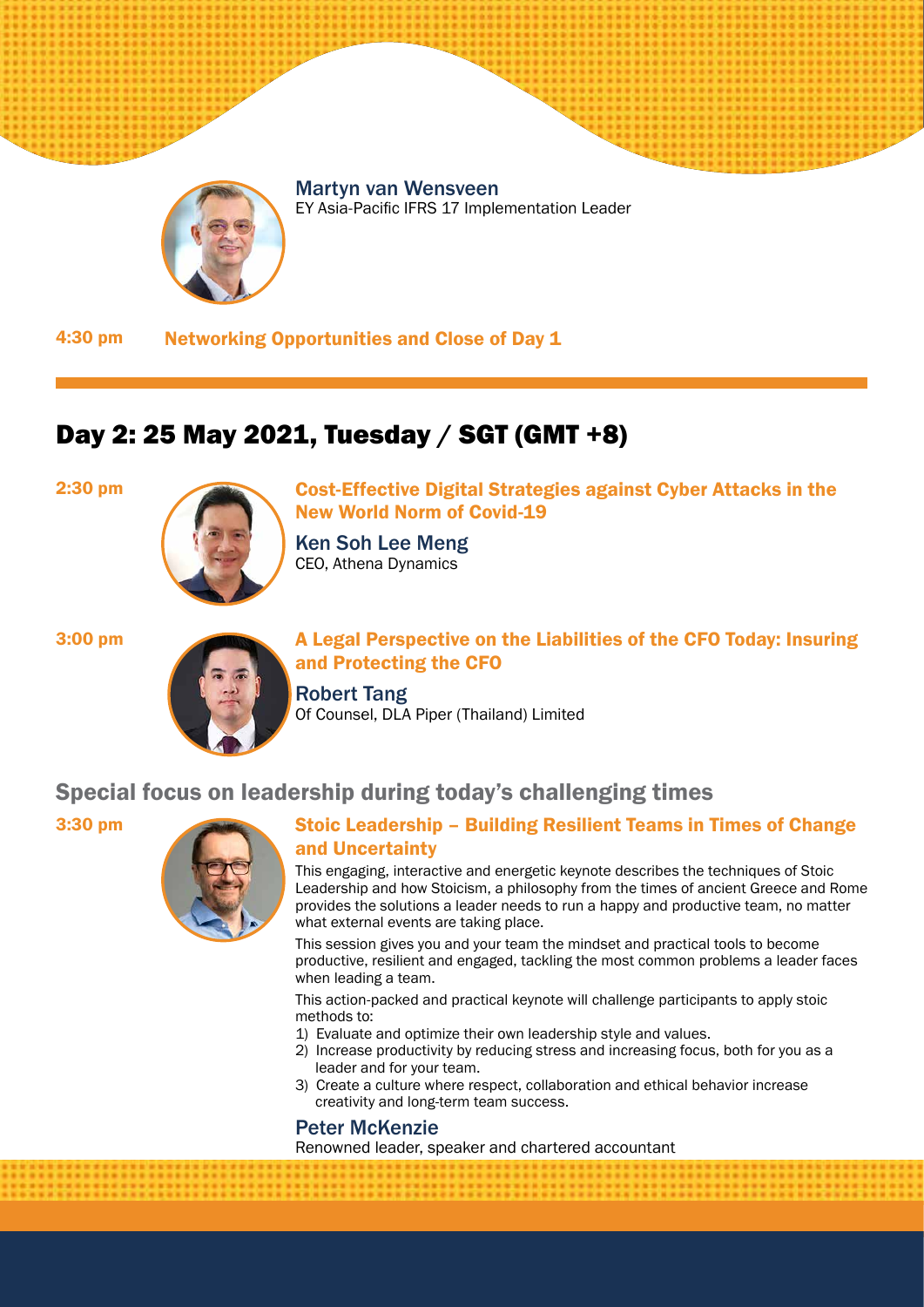**Martyn van Wensveen**
EY Asia-Pacific IFRS 17 Implementation Leader

**4:30 pm** **Networking Opportunities and Close of Day 1**

## Day 2: 25 May 2021, Tuesday / SGT (GMT +8)

**2:30 pm**

**Cost-Effective Digital Strategies against Cyber Attacks in the New World Norm of Covid-19**

**Ken Soh Lee Meng**
CEO, Athena Dynamics

**3:00 pm**

**A Legal Perspective on the Liabilities of the CFO Today: Insuring and Protecting the CFO**

**Robert Tang**
Of Counsel, DLA Piper (Thailand) Limited

### Special focus on leadership during today's challenging times

**3:30 pm**

**Stoic Leadership – Building Resilient Teams in Times of Change and Uncertainty**

This engaging, interactive and energetic keynote describes the techniques of Stoic Leadership and how Stoicism, a philosophy from the times of ancient Greece and Rome provides the solutions a leader needs to run a happy and productive team, no matter what external events are taking place.

This session gives you and your team the mindset and practical tools to become productive, resilient and engaged, tackling the most common problems a leader faces when leading a team.

This action-packed and practical keynote will challenge participants to apply stoic methods to:

1) Evaluate and optimize their own leadership style and values.
2) Increase productivity by reducing stress and increasing focus, both for you as a leader and for your team.
3) Create a culture where respect, collaboration and ethical behavior increase creativity and long-term team success.

**Peter McKenzie**
Renowned leader, speaker and chartered accountant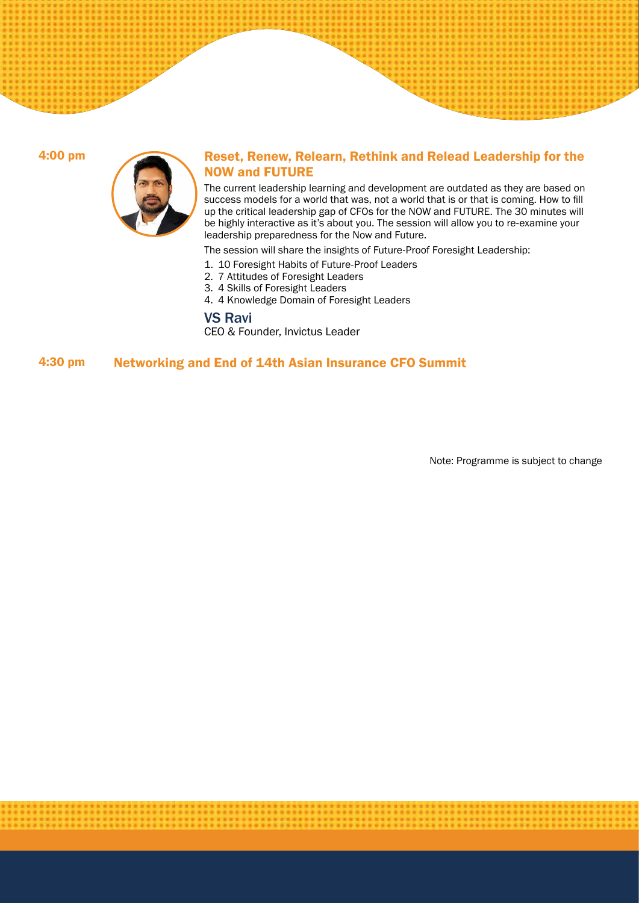**4:00 pm**

## Reset, Renew, Relearn, Rethink and Relead Leadership for the NOW and FUTURE

The current leadership learning and development are outdated as they are based on success models for a world that was, not a world that is or that is coming. How to fill up the critical leadership gap of CFOs for the NOW and FUTURE. The 30 minutes will be highly interactive as it's about you. The session will allow you to re-examine your leadership preparedness for the Now and Future.

The session will share the insights of Future-Proof Foresight Leadership:

1. 10 Foresight Habits of Future-Proof Leaders
2. 7 Attitudes of Foresight Leaders
3. 4 Skills of Foresight Leaders
4. 4 Knowledge Domain of Foresight Leaders

**VS Ravi**
CEO & Founder, Invictus Leader

**4:30 pm**

## Networking and End of 14th Asian Insurance CFO Summit

Note: Programme is subject to change